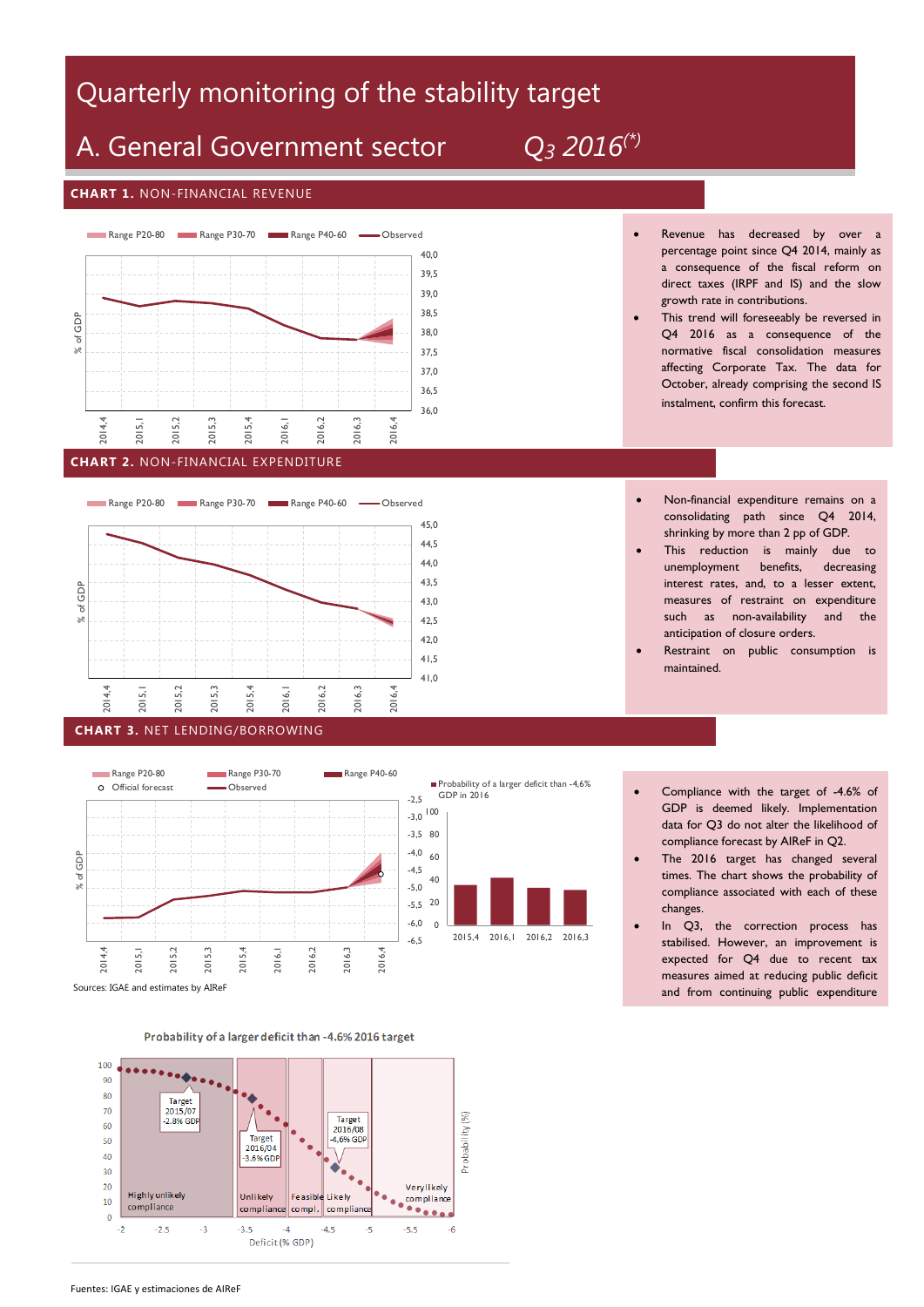# Quarterly monitoring of the stability target

## A. General Government sector — Q3 2016(*)

### CHART 1. NON-FINANCIAL REVENUE

- Revenue has decreased by over a percentage point since Q4 2014, mainly as a consequence of the fiscal reform on direct taxes (IRPF and IS) and the slow growth rate in contributions.
- This trend will foreseeably be reversed in Q4 2016 as a consequence of the normative fiscal consolidation measures affecting Corporate Tax. The data for October, already comprising the second IS instalment, confirm this forecast.

### CHART 2. NON-FINANCIAL EXPENDITURE

- Non-financial expenditure remains on a consolidating path since Q4 2014, shrinking by more than 2 pp of GDP.
- This reduction is mainly due to unemployment benefits, decreasing interest rates, and, to a lesser extent, measures of restraint on expenditure such as non-availability and the anticipation of closure orders.
- Restraint on public consumption is maintained.

### CHART 3. NET LENDING/BORROWING

- Compliance with the target of -4.6% of GDP is deemed likely. Implementation data for Q3 do not alter the likelihood of compliance forecast by AIReF in Q2.
- The 2016 target has changed several times. The chart shows the probability of compliance associated with each of these changes.
- In Q3, the correction process has stabilised. However, an improvement is expected for Q4 due to recent tax measures aimed at reducing public deficit and from continuing public expenditure

Sources: IGAE and estimates by AIReF

Fuentes: IGAE y estimaciones de AIReF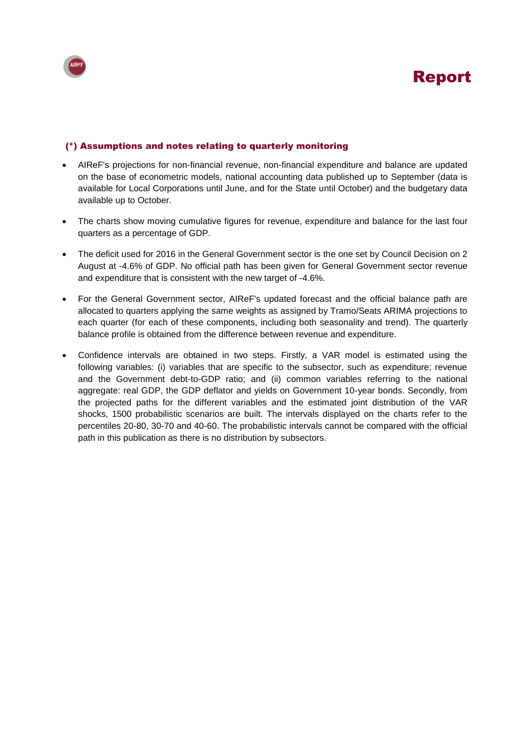### (*) Assumptions and notes relating to quarterly monitoring

- AIReF's projections for non-financial revenue, non-financial expenditure and balance are updated on the base of econometric models, national accounting data published up to September (data is available for Local Corporations until June, and for the State until October) and the budgetary data available up to October.

- The charts show moving cumulative figures for revenue, expenditure and balance for the last four quarters as a percentage of GDP.

- The deficit used for 2016 in the General Government sector is the one set by Council Decision on 2 August at -4.6% of GDP. No official path has been given for General Government sector revenue and expenditure that is consistent with the new target of -4.6%.

- For the General Government sector, AIReF's updated forecast and the official balance path are allocated to quarters applying the same weights as assigned by Tramo/Seats ARIMA projections to each quarter (for each of these components, including both seasonality and trend). The quarterly balance profile is obtained from the difference between revenue and expenditure.

- Confidence intervals are obtained in two steps. Firstly, a VAR model is estimated using the following variables: (i) variables that are specific to the subsector, such as expenditure; revenue and the Government debt-to-GDP ratio; and (ii) common variables referring to the national aggregate: real GDP, the GDP deflator and yields on Government 10-year bonds. Secondly, from the projected paths for the different variables and the estimated joint distribution of the VAR shocks, 1500 probabilistic scenarios are built. The intervals displayed on the charts refer to the percentiles 20-80, 30-70 and 40-60. The probabilistic intervals cannot be compared with the official path in this publication as there is no distribution by subsectors.